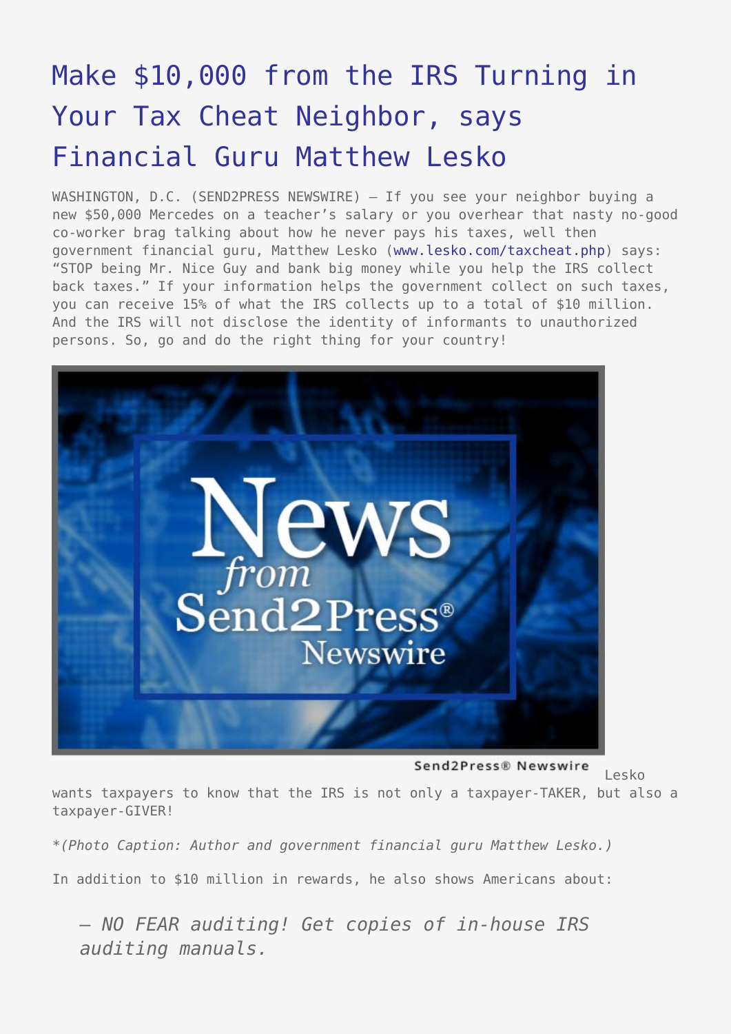# Make $10,000 from the IRS Turning in Your Tax Cheat Neighbor, says Financial Guru Matthew Lesko

WASHINGTON, D.C. (SEND2PRESS NEWSWIRE) — If you see your neighbor buying a new $50,000 Mercedes on a teacher's salary or you overhear that nasty no-good co-worker brag talking about how he never pays his taxes, well then government financial guru, Matthew Lesko (www.lesko.com/taxcheat.php) says: "STOP being Mr. Nice Guy and bank big money while you help the IRS collect back taxes." If your information helps the government collect on such taxes, you can receive 15% of what the IRS collects up to a total of $10 million. And the IRS will not disclose the identity of informants to unauthorized persons. So, go and do the right thing for your country!

Lesko wants taxpayers to know that the IRS is not only a taxpayer-TAKER, but also a taxpayer-GIVER!

*(Photo Caption: Author and government financial guru Matthew Lesko.)*

In addition to $10 million in rewards, he also shows Americans about:

> — *NO FEAR auditing! Get copies of in-house IRS auditing manuals.*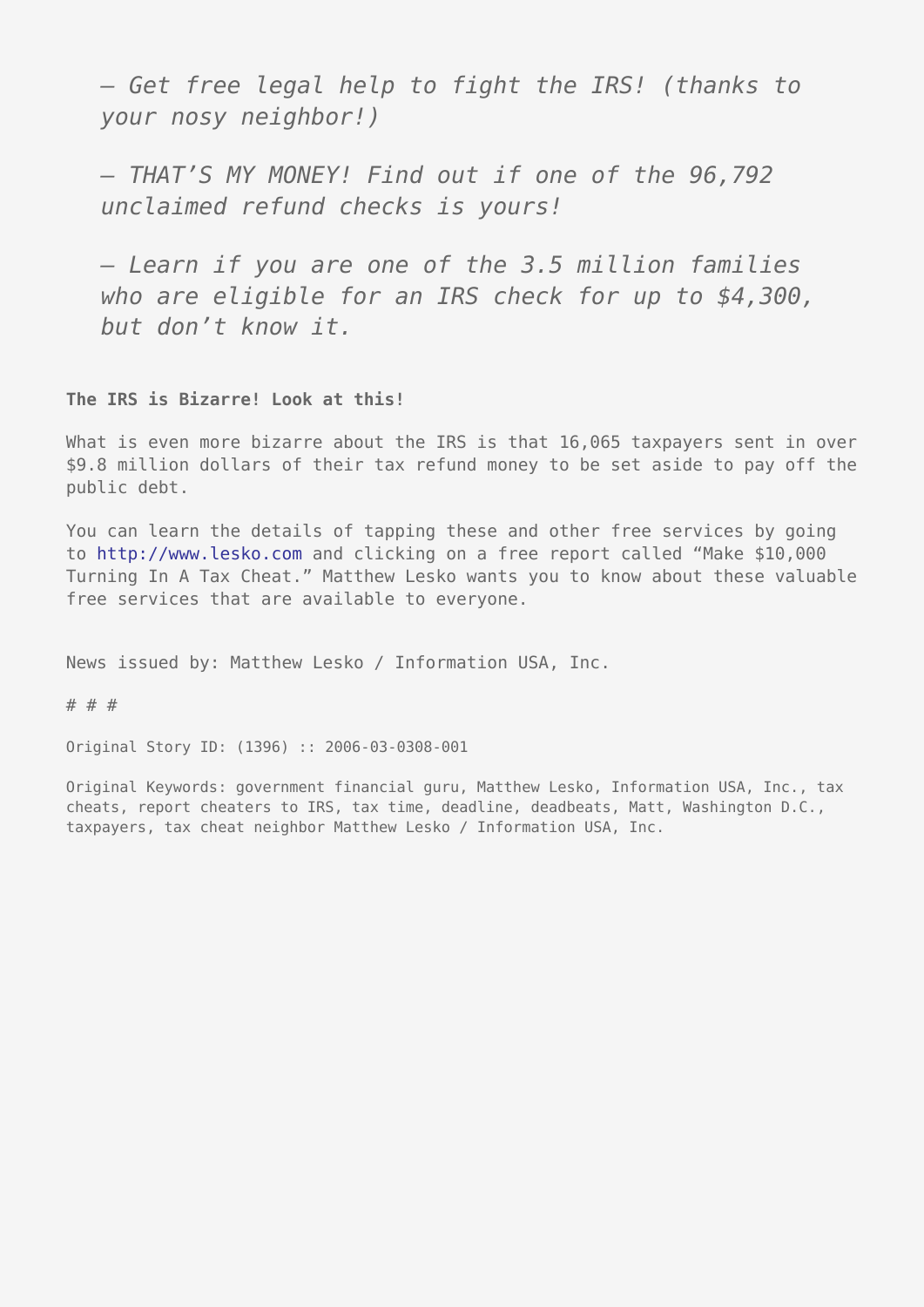*– Get free legal help to fight the IRS! (thanks to your nosy neighbor!)*

*– THAT'S MY MONEY! Find out if one of the 96,792 unclaimed refund checks is yours!*

*– Learn if you are one of the 3.5 million families who are eligible for an IRS check for up to $4,300, but don't know it.*

**The IRS is Bizarre! Look at this!**

What is even more bizarre about the IRS is that 16,065 taxpayers sent in over $9.8 million dollars of their tax refund money to be set aside to pay off the public debt.

You can learn the details of tapping these and other free services by going to http://www.lesko.com and clicking on a free report called "Make $10,000 Turning In A Tax Cheat." Matthew Lesko wants you to know about these valuable free services that are available to everyone.

News issued by: Matthew Lesko / Information USA, Inc.

# # #

Original Story ID: (1396) :: 2006-03-0308-001

Original Keywords: government financial guru, Matthew Lesko, Information USA, Inc., tax cheats, report cheaters to IRS, tax time, deadline, deadbeats, Matt, Washington D.C., taxpayers, tax cheat neighbor Matthew Lesko / Information USA, Inc.